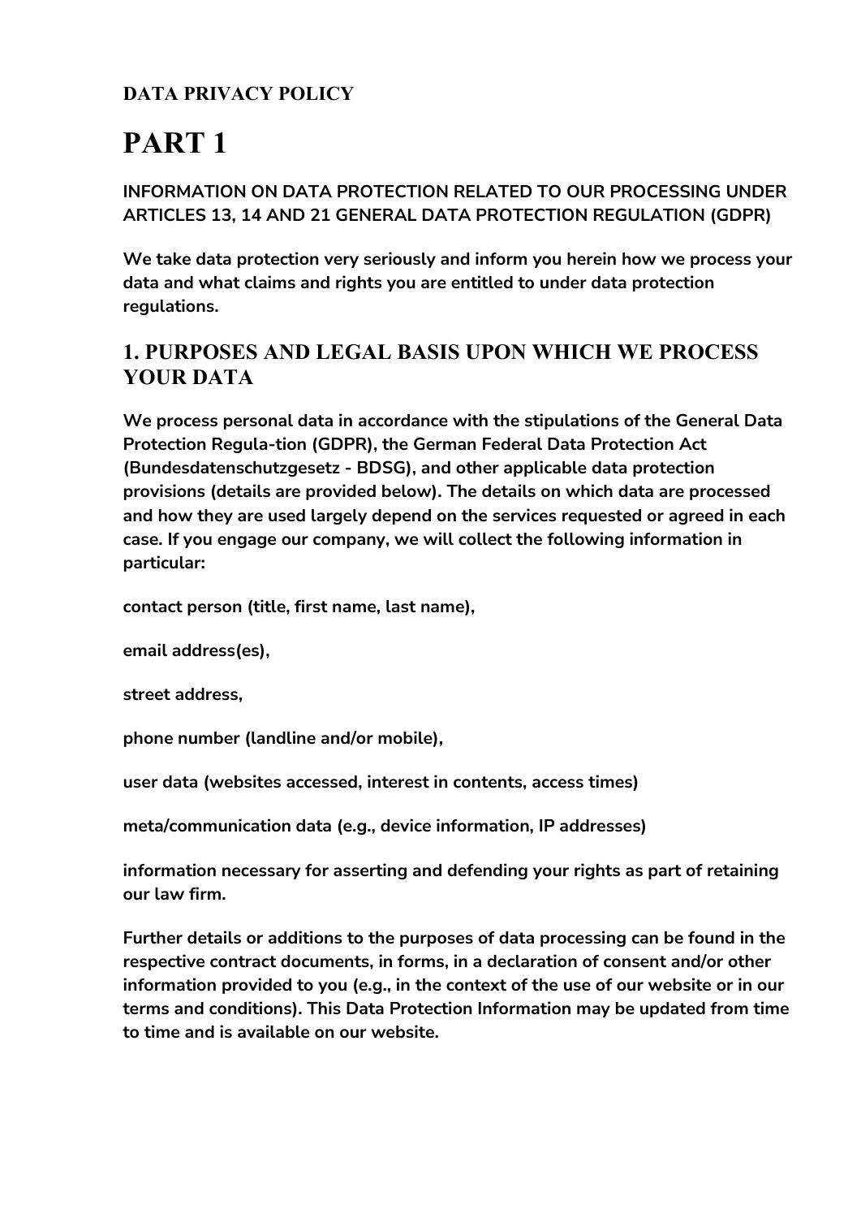**DATA PRIVACY POLICY**

# PART 1

**INFORMATION ON DATA PROTECTION RELATED TO OUR PROCESSING UNDER ARTICLES 13, 14 AND 21 GENERAL DATA PROTECTION REGULATION (GDPR)**

**We take data protection very seriously and inform you herein how we process your data and what claims and rights you are entitled to under data protection regulations.**

## 1. PURPOSES AND LEGAL BASIS UPON WHICH WE PROCESS YOUR DATA

**We process personal data in accordance with the stipulations of the General Data Protection Regula-tion (GDPR), the German Federal Data Protection Act (Bundesdatenschutzgesetz - BDSG), and other applicable data protection provisions (details are provided below). The details on which data are processed and how they are used largely depend on the services requested or agreed in each case. If you engage our company, we will collect the following information in particular:**

**contact person (title, first name, last name),**

**email address(es),**

**street address,**

**phone number (landline and/or mobile),**

**user data (websites accessed, interest in contents, access times)**

**meta/communication data (e.g., device information, IP addresses)**

**information necessary for asserting and defending your rights as part of retaining our law firm.**

**Further details or additions to the purposes of data processing can be found in the respective contract documents, in forms, in a declaration of consent and/or other information provided to you (e.g., in the context of the use of our website or in our terms and conditions). This Data Protection Information may be updated from time to time and is available on our website.**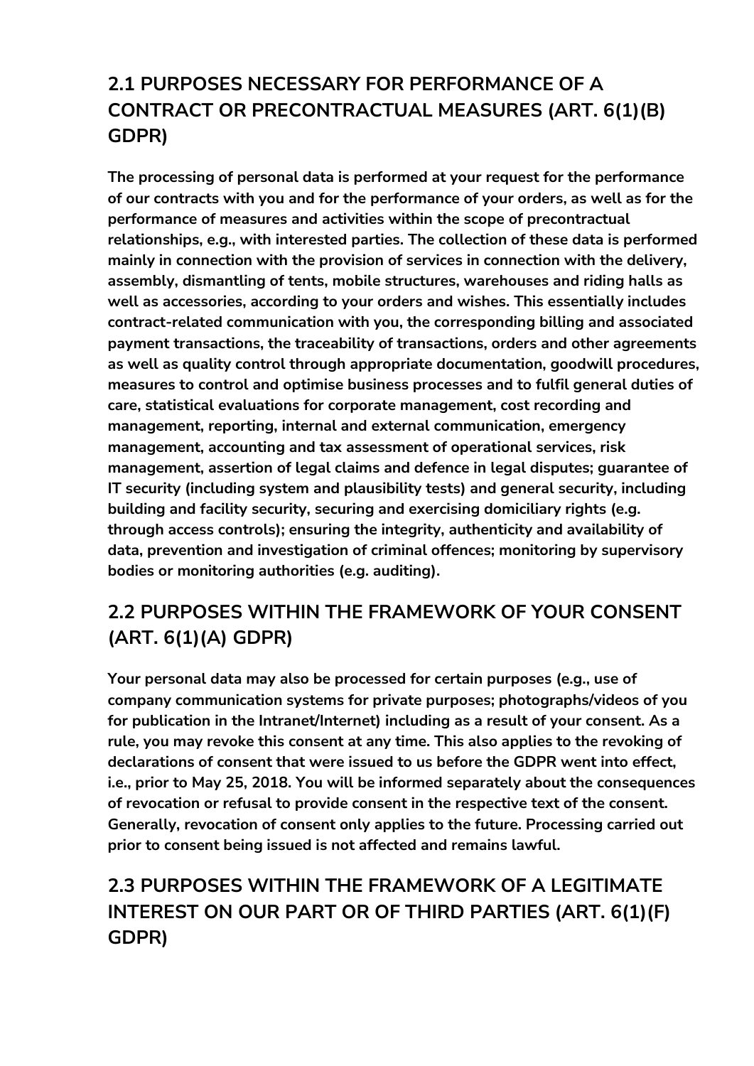## 2.1 PURPOSES NECESSARY FOR PERFORMANCE OF A CONTRACT OR PRECONTRACTUAL MEASURES (ART. 6(1)(B) GDPR)

**The processing of personal data is performed at your request for the performance of our contracts with you and for the performance of your orders, as well as for the performance of measures and activities within the scope of precontractual relationships, e.g., with interested parties. The collection of these data is performed mainly in connection with the provision of services in connection with the delivery, assembly, dismantling of tents, mobile structures, warehouses and riding halls as well as accessories, according to your orders and wishes. This essentially includes contract-related communication with you, the corresponding billing and associated payment transactions, the traceability of transactions, orders and other agreements as well as quality control through appropriate documentation, goodwill procedures, measures to control and optimise business processes and to fulfil general duties of care, statistical evaluations for corporate management, cost recording and management, reporting, internal and external communication, emergency management, accounting and tax assessment of operational services, risk management, assertion of legal claims and defence in legal disputes; guarantee of IT security (including system and plausibility tests) and general security, including building and facility security, securing and exercising domiciliary rights (e.g. through access controls); ensuring the integrity, authenticity and availability of data, prevention and investigation of criminal offences; monitoring by supervisory bodies or monitoring authorities (e.g. auditing).**

## 2.2 PURPOSES WITHIN THE FRAMEWORK OF YOUR CONSENT (ART. 6(1)(A) GDPR)

**Your personal data may also be processed for certain purposes (e.g., use of company communication systems for private purposes; photographs/videos of you for publication in the Intranet/Internet) including as a result of your consent. As a rule, you may revoke this consent at any time. This also applies to the revoking of declarations of consent that were issued to us before the GDPR went into effect, i.e., prior to May 25, 2018. You will be informed separately about the consequences of revocation or refusal to provide consent in the respective text of the consent. Generally, revocation of consent only applies to the future. Processing carried out prior to consent being issued is not affected and remains lawful.**

## 2.3 PURPOSES WITHIN THE FRAMEWORK OF A LEGITIMATE INTEREST ON OUR PART OR OF THIRD PARTIES (ART. 6(1)(F) GDPR)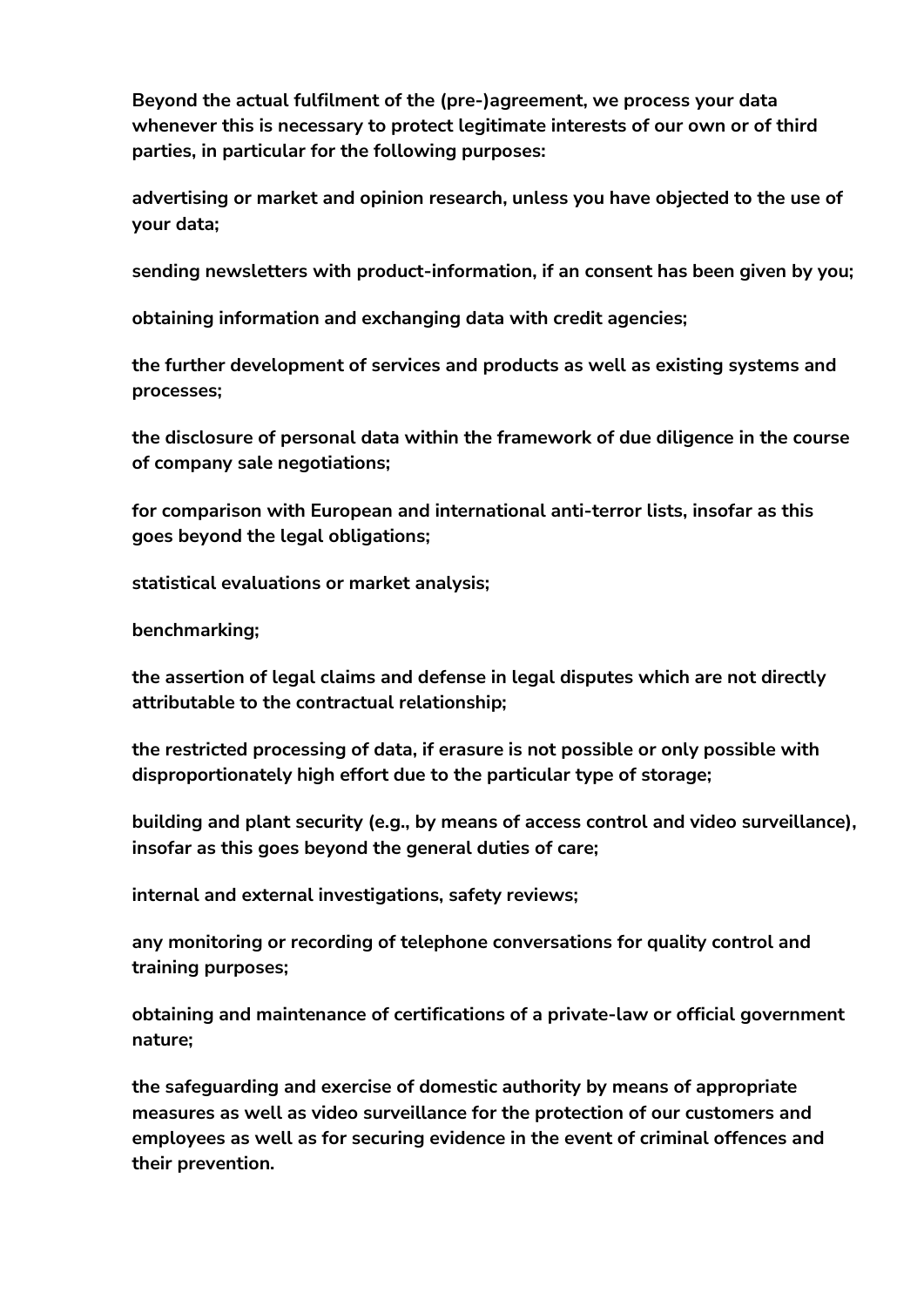**Beyond the actual fulfilment of the (pre-)agreement, we process your data whenever this is necessary to protect legitimate interests of our own or of third parties, in particular for the following purposes:**

**advertising or market and opinion research, unless you have objected to the use of your data;**

**sending newsletters with product-information, if an consent has been given by you;**

**obtaining information and exchanging data with credit agencies;**

**the further development of services and products as well as existing systems and processes;**

**the disclosure of personal data within the framework of due diligence in the course of company sale negotiations;**

**for comparison with European and international anti-terror lists, insofar as this goes beyond the legal obligations;**

**statistical evaluations or market analysis;**

**benchmarking;**

**the assertion of legal claims and defense in legal disputes which are not directly attributable to the contractual relationship;**

**the restricted processing of data, if erasure is not possible or only possible with disproportionately high effort due to the particular type of storage;**

**building and plant security (e.g., by means of access control and video surveillance), insofar as this goes beyond the general duties of care;**

**internal and external investigations, safety reviews;**

**any monitoring or recording of telephone conversations for quality control and training purposes;**

**obtaining and maintenance of certifications of a private-law or official government nature;**

**the safeguarding and exercise of domestic authority by means of appropriate measures as well as video surveillance for the protection of our customers and employees as well as for securing evidence in the event of criminal offences and their prevention.**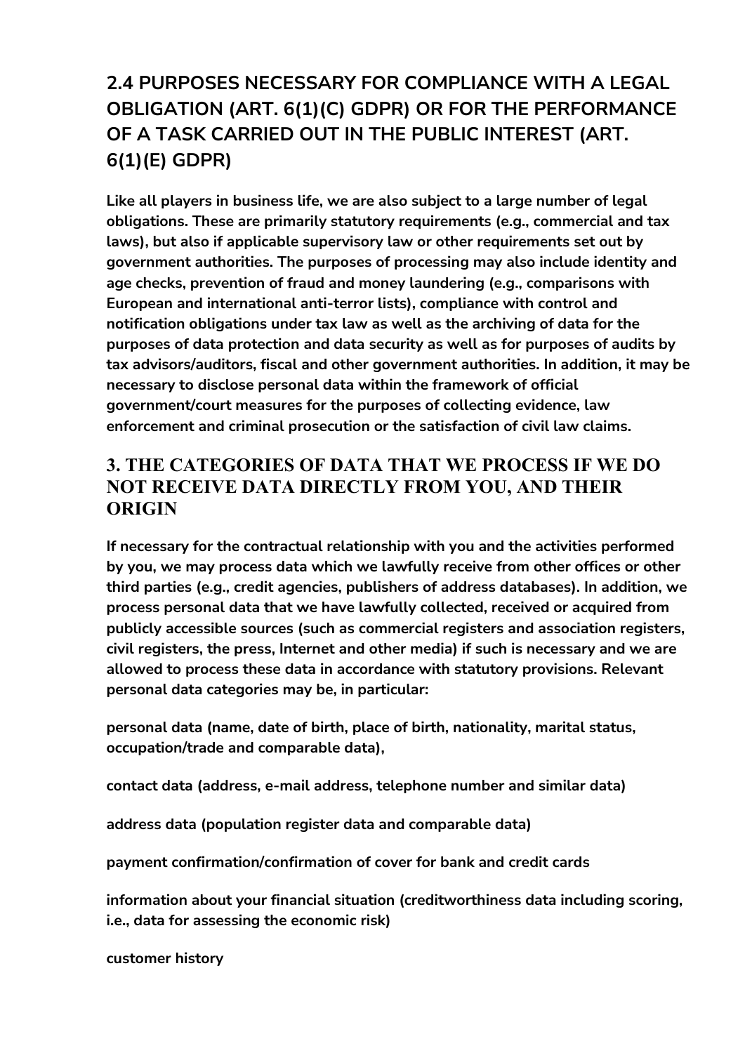## 2.4 PURPOSES NECESSARY FOR COMPLIANCE WITH A LEGAL OBLIGATION (ART. 6(1)(C) GDPR) OR FOR THE PERFORMANCE OF A TASK CARRIED OUT IN THE PUBLIC INTEREST (ART. 6(1)(E) GDPR)

**Like all players in business life, we are also subject to a large number of legal obligations. These are primarily statutory requirements (e.g., commercial and tax laws), but also if applicable supervisory law or other requirements set out by government authorities. The purposes of processing may also include identity and age checks, prevention of fraud and money laundering (e.g., comparisons with European and international anti-terror lists), compliance with control and notification obligations under tax law as well as the archiving of data for the purposes of data protection and data security as well as for purposes of audits by tax advisors/auditors, fiscal and other government authorities. In addition, it may be necessary to disclose personal data within the framework of official government/court measures for the purposes of collecting evidence, law enforcement and criminal prosecution or the satisfaction of civil law claims.**

## 3. THE CATEGORIES OF DATA THAT WE PROCESS IF WE DO NOT RECEIVE DATA DIRECTLY FROM YOU, AND THEIR ORIGIN

**If necessary for the contractual relationship with you and the activities performed by you, we may process data which we lawfully receive from other offices or other third parties (e.g., credit agencies, publishers of address databases). In addition, we process personal data that we have lawfully collected, received or acquired from publicly accessible sources (such as commercial registers and association registers, civil registers, the press, Internet and other media) if such is necessary and we are allowed to process these data in accordance with statutory provisions. Relevant personal data categories may be, in particular:**

**personal data (name, date of birth, place of birth, nationality, marital status, occupation/trade and comparable data),**

**contact data (address, e-mail address, telephone number and similar data)**

**address data (population register data and comparable data)**

**payment confirmation/confirmation of cover for bank and credit cards**

**information about your financial situation (creditworthiness data including scoring, i.e., data for assessing the economic risk)**

**customer history**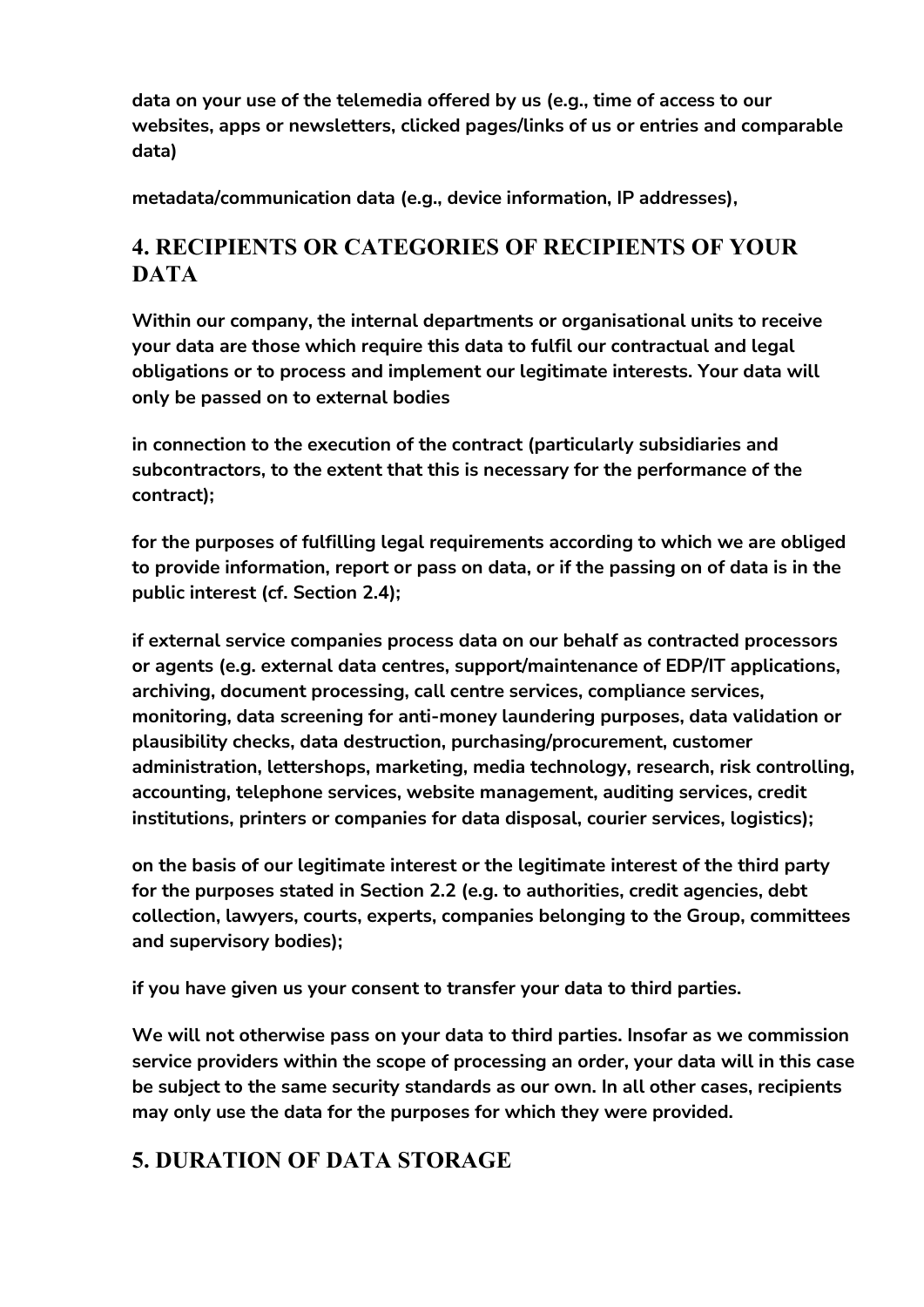**data on your use of the telemedia offered by us (e.g., time of access to our websites, apps or newsletters, clicked pages/links of us or entries and comparable data)**

**metadata/communication data (e.g., device information, IP addresses),**

## 4. RECIPIENTS OR CATEGORIES OF RECIPIENTS OF YOUR DATA

**Within our company, the internal departments or organisational units to receive your data are those which require this data to fulfil our contractual and legal obligations or to process and implement our legitimate interests. Your data will only be passed on to external bodies**

**in connection to the execution of the contract (particularly subsidiaries and subcontractors, to the extent that this is necessary for the performance of the contract);**

**for the purposes of fulfilling legal requirements according to which we are obliged to provide information, report or pass on data, or if the passing on of data is in the public interest (cf. Section 2.4);**

**if external service companies process data on our behalf as contracted processors or agents (e.g. external data centres, support/maintenance of EDP/IT applications, archiving, document processing, call centre services, compliance services, monitoring, data screening for anti-money laundering purposes, data validation or plausibility checks, data destruction, purchasing/procurement, customer administration, lettershops, marketing, media technology, research, risk controlling, accounting, telephone services, website management, auditing services, credit institutions, printers or companies for data disposal, courier services, logistics);**

**on the basis of our legitimate interest or the legitimate interest of the third party for the purposes stated in Section 2.2 (e.g. to authorities, credit agencies, debt collection, lawyers, courts, experts, companies belonging to the Group, committees and supervisory bodies);**

**if you have given us your consent to transfer your data to third parties.**

**We will not otherwise pass on your data to third parties. Insofar as we commission service providers within the scope of processing an order, your data will in this case be subject to the same security standards as our own. In all other cases, recipients may only use the data for the purposes for which they were provided.**

## 5. DURATION OF DATA STORAGE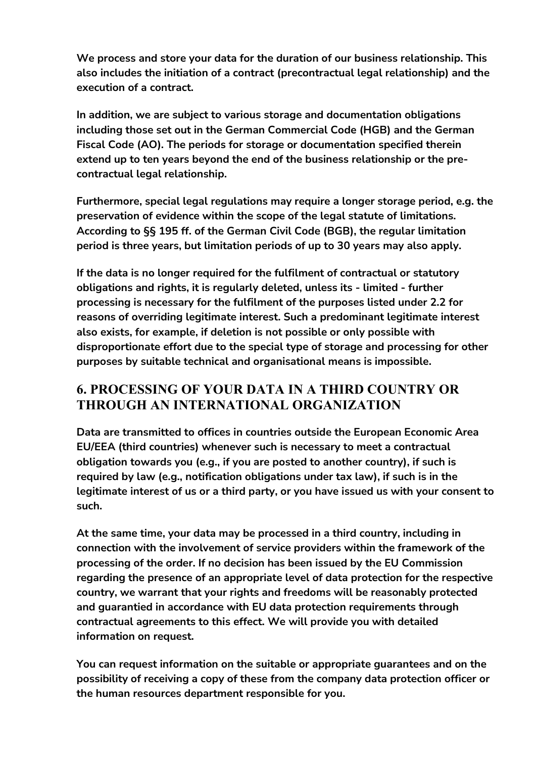**We process and store your data for the duration of our business relationship. This also includes the initiation of a contract (precontractual legal relationship) and the execution of a contract.**

**In addition, we are subject to various storage and documentation obligations including those set out in the German Commercial Code (HGB) and the German Fiscal Code (AO). The periods for storage or documentation specified therein extend up to ten years beyond the end of the business relationship or the pre-contractual legal relationship.**

**Furthermore, special legal regulations may require a longer storage period, e.g. the preservation of evidence within the scope of the legal statute of limitations. According to §§ 195 ff. of the German Civil Code (BGB), the regular limitation period is three years, but limitation periods of up to 30 years may also apply.**

**If the data is no longer required for the fulfilment of contractual or statutory obligations and rights, it is regularly deleted, unless its - limited - further processing is necessary for the fulfilment of the purposes listed under 2.2 for reasons of overriding legitimate interest. Such a predominant legitimate interest also exists, for example, if deletion is not possible or only possible with disproportionate effort due to the special type of storage and processing for other purposes by suitable technical and organisational means is impossible.**

## 6. PROCESSING OF YOUR DATA IN A THIRD COUNTRY OR THROUGH AN INTERNATIONAL ORGANIZATION

**Data are transmitted to offices in countries outside the European Economic Area EU/EEA (third countries) whenever such is necessary to meet a contractual obligation towards you (e.g., if you are posted to another country), if such is required by law (e.g., notification obligations under tax law), if such is in the legitimate interest of us or a third party, or you have issued us with your consent to such.**

**At the same time, your data may be processed in a third country, including in connection with the involvement of service providers within the framework of the processing of the order. If no decision has been issued by the EU Commission regarding the presence of an appropriate level of data protection for the respective country, we warrant that your rights and freedoms will be reasonably protected and guarantied in accordance with EU data protection requirements through contractual agreements to this effect. We will provide you with detailed information on request.**

**You can request information on the suitable or appropriate guarantees and on the possibility of receiving a copy of these from the company data protection officer or the human resources department responsible for you.**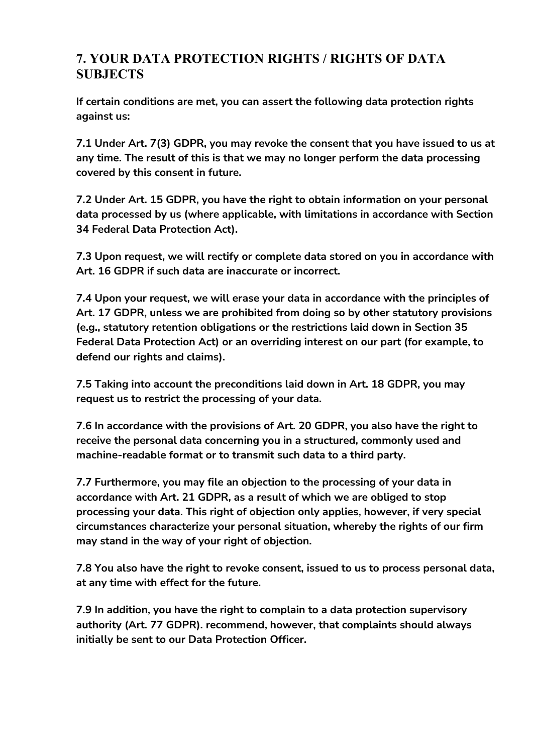## 7. YOUR DATA PROTECTION RIGHTS / RIGHTS OF DATA SUBJECTS

**If certain conditions are met, you can assert the following data protection rights against us:**

**7.1 Under Art. 7(3) GDPR, you may revoke the consent that you have issued to us at any time. The result of this is that we may no longer perform the data processing covered by this consent in future.**

**7.2 Under Art. 15 GDPR, you have the right to obtain information on your personal data processed by us (where applicable, with limitations in accordance with Section 34 Federal Data Protection Act).**

**7.3 Upon request, we will rectify or complete data stored on you in accordance with Art. 16 GDPR if such data are inaccurate or incorrect.**

**7.4 Upon your request, we will erase your data in accordance with the principles of Art. 17 GDPR, unless we are prohibited from doing so by other statutory provisions (e.g., statutory retention obligations or the restrictions laid down in Section 35 Federal Data Protection Act) or an overriding interest on our part (for example, to defend our rights and claims).**

**7.5 Taking into account the preconditions laid down in Art. 18 GDPR, you may request us to restrict the processing of your data.**

**7.6 In accordance with the provisions of Art. 20 GDPR, you also have the right to receive the personal data concerning you in a structured, commonly used and machine-readable format or to transmit such data to a third party.**

**7.7 Furthermore, you may file an objection to the processing of your data in accordance with Art. 21 GDPR, as a result of which we are obliged to stop processing your data. This right of objection only applies, however, if very special circumstances characterize your personal situation, whereby the rights of our firm may stand in the way of your right of objection.**

**7.8 You also have the right to revoke consent, issued to us to process personal data, at any time with effect for the future.**

**7.9 In addition, you have the right to complain to a data protection supervisory authority (Art. 77 GDPR). recommend, however, that complaints should always initially be sent to our Data Protection Officer.**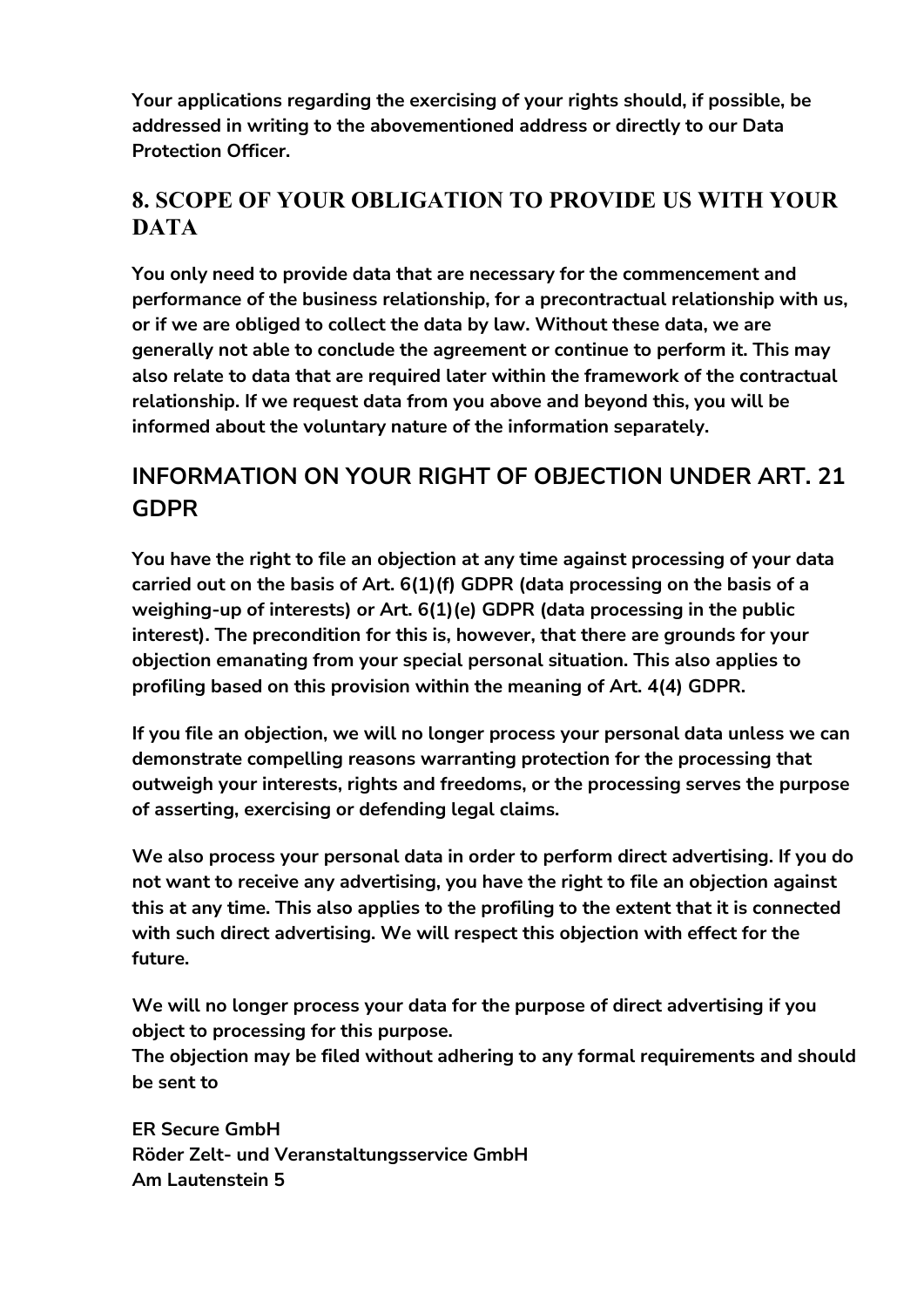**Your applications regarding the exercising of your rights should, if possible, be addressed in writing to the abovementioned address or directly to our Data Protection Officer.**

## 8. SCOPE OF YOUR OBLIGATION TO PROVIDE US WITH YOUR DATA

**You only need to provide data that are necessary for the commencement and performance of the business relationship, for a precontractual relationship with us, or if we are obliged to collect the data by law. Without these data, we are generally not able to conclude the agreement or continue to perform it. This may also relate to data that are required later within the framework of the contractual relationship. If we request data from you above and beyond this, you will be informed about the voluntary nature of the information separately.**

## INFORMATION ON YOUR RIGHT OF OBJECTION UNDER ART. 21 GDPR

**You have the right to file an objection at any time against processing of your data carried out on the basis of Art. 6(1)(f) GDPR (data processing on the basis of a weighing-up of interests) or Art. 6(1)(e) GDPR (data processing in the public interest). The precondition for this is, however, that there are grounds for your objection emanating from your special personal situation. This also applies to profiling based on this provision within the meaning of Art. 4(4) GDPR.**

**If you file an objection, we will no longer process your personal data unless we can demonstrate compelling reasons warranting protection for the processing that outweigh your interests, rights and freedoms, or the processing serves the purpose of asserting, exercising or defending legal claims.**

**We also process your personal data in order to perform direct advertising. If you do not want to receive any advertising, you have the right to file an objection against this at any time. This also applies to the profiling to the extent that it is connected with such direct advertising. We will respect this objection with effect for the future.**

**We will no longer process your data for the purpose of direct advertising if you object to processing for this purpose.**
**The objection may be filed without adhering to any formal requirements and should be sent to**

**ER Secure GmbH**
**Röder Zelt- und Veranstaltungsservice GmbH**
**Am Lautenstein 5**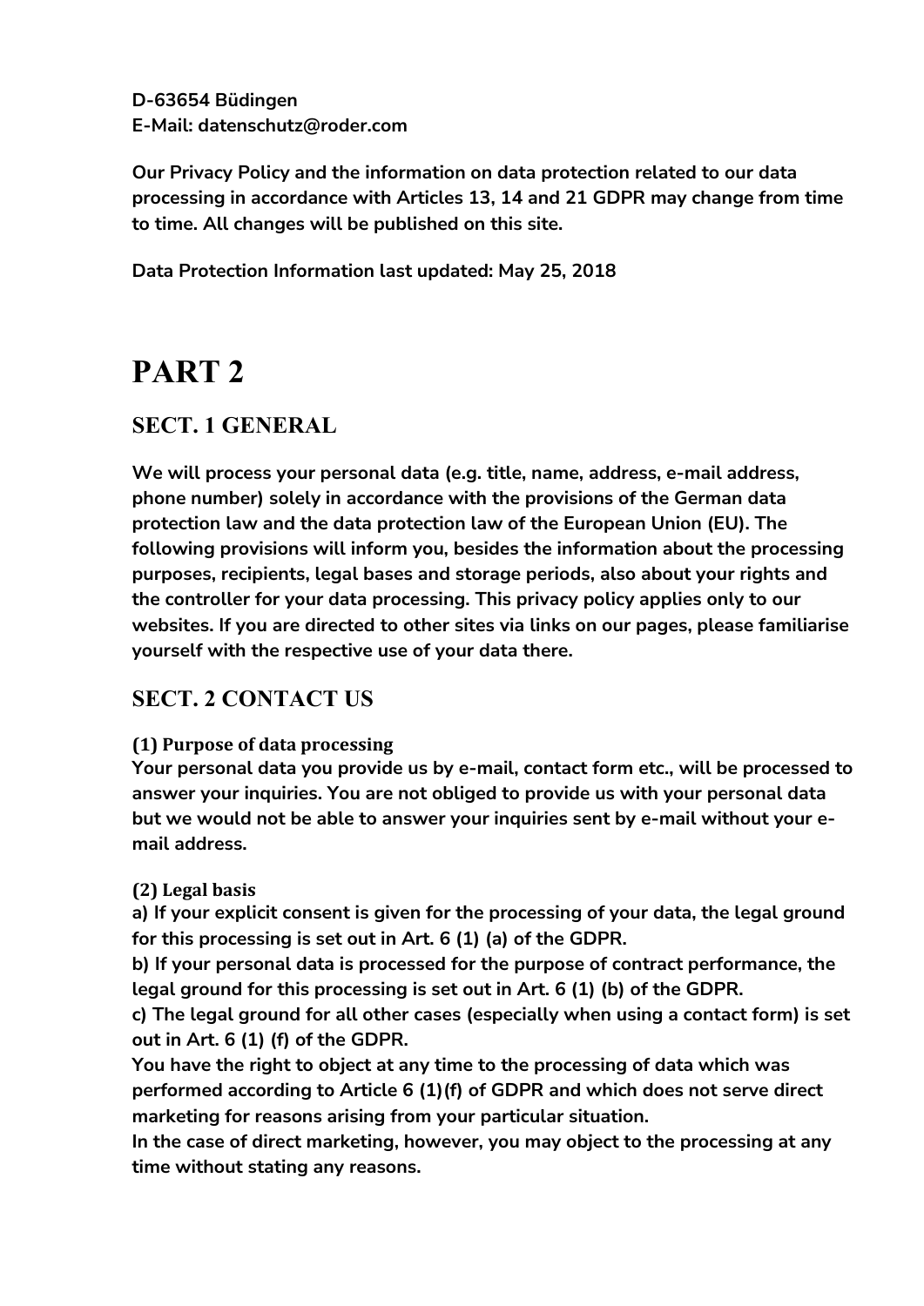**D-63654 Büdingen**
**E-Mail: datenschutz@roder.com**

**Our Privacy Policy and the information on data protection related to our data processing in accordance with Articles 13, 14 and 21 GDPR may change from time to time. All changes will be published on this site.**

**Data Protection Information last updated: May 25, 2018**

# PART 2

## SECT. 1 GENERAL

**We will process your personal data (e.g. title, name, address, e-mail address, phone number) solely in accordance with the provisions of the German data protection law and the data protection law of the European Union (EU). The following provisions will inform you, besides the information about the processing purposes, recipients, legal bases and storage periods, also about your rights and the controller for your data processing. This privacy policy applies only to our websites. If you are directed to other sites via links on our pages, please familiarise yourself with the respective use of your data there.**

## SECT. 2 CONTACT US

**(1) Purpose of data processing**
**Your personal data you provide us by e-mail, contact form etc., will be processed to answer your inquiries. You are not obliged to provide us with your personal data but we would not be able to answer your inquiries sent by e-mail without your e-mail address.**

**(2) Legal basis**
**a) If your explicit consent is given for the processing of your data, the legal ground for this processing is set out in Art. 6 (1) (a) of the GDPR.**
**b) If your personal data is processed for the purpose of contract performance, the legal ground for this processing is set out in Art. 6 (1) (b) of the GDPR.**
**c) The legal ground for all other cases (especially when using a contact form) is set out in Art. 6 (1) (f) of the GDPR.**
**You have the right to object at any time to the processing of data which was performed according to Article 6 (1)(f) of GDPR and which does not serve direct marketing for reasons arising from your particular situation.**
**In the case of direct marketing, however, you may object to the processing at any time without stating any reasons.**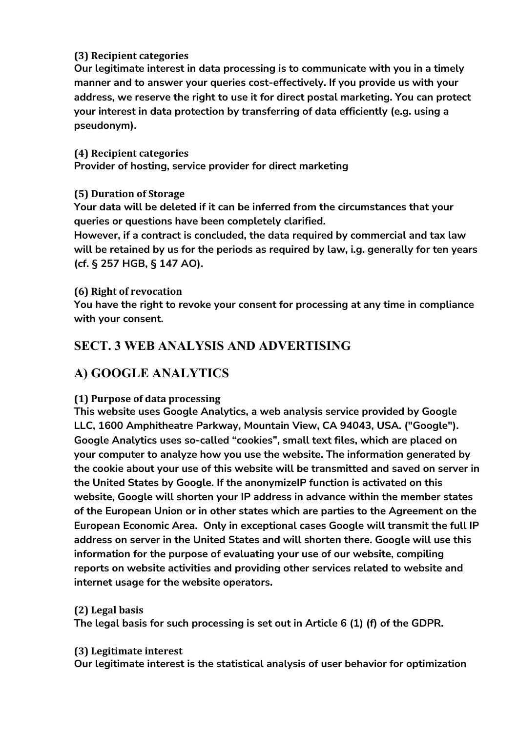**(3) Recipient categories**

**Our legitimate interest in data processing is to communicate with you in a timely manner and to answer your queries cost-effectively. If you provide us with your address, we reserve the right to use it for direct postal marketing. You can protect your interest in data protection by transferring of data efficiently (e.g. using a pseudonym).**

**(4) Recipient categories**

**Provider of hosting, service provider for direct marketing**

**(5) Duration of Storage**

**Your data will be deleted if it can be inferred from the circumstances that your queries or questions have been completely clarified.**

**However, if a contract is concluded, the data required by commercial and tax law will be retained by us for the periods as required by law, i.g. generally for ten years (cf. § 257 HGB, § 147 AO).**

**(6) Right of revocation**

**You have the right to revoke your consent for processing at any time in compliance with your consent.**

## SECT. 3 WEB ANALYSIS AND ADVERTISING

## A) GOOGLE ANALYTICS

**(1) Purpose of data processing**

**This website uses Google Analytics, a web analysis service provided by Google LLC, 1600 Amphitheatre Parkway, Mountain View, CA 94043, USA. ("Google"). Google Analytics uses so-called "cookies", small text files, which are placed on your computer to analyze how you use the website. The information generated by the cookie about your use of this website will be transmitted and saved on server in the United States by Google. If the anonymizeIP function is activated on this website, Google will shorten your IP address in advance within the member states of the European Union or in other states which are parties to the Agreement on the European Economic Area. Only in exceptional cases Google will transmit the full IP address on server in the United States and will shorten there. Google will use this information for the purpose of evaluating your use of our website, compiling reports on website activities and providing other services related to website and internet usage for the website operators.**

**(2) Legal basis**

**The legal basis for such processing is set out in Article 6 (1) (f) of the GDPR.**

**(3) Legitimate interest**

**Our legitimate interest is the statistical analysis of user behavior for optimization**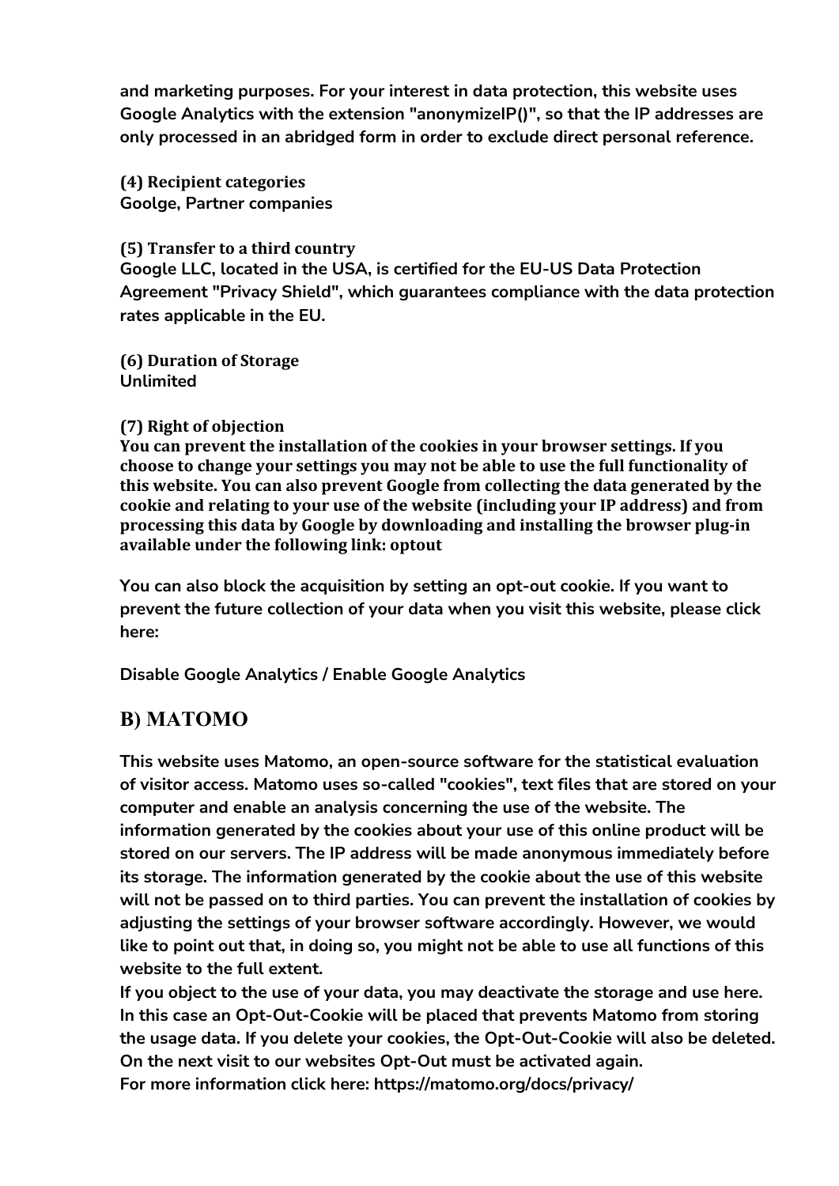**and marketing purposes. For your interest in data protection, this website uses Google Analytics with the extension "anonymizeIP()", so that the IP addresses are only processed in an abridged form in order to exclude direct personal reference.**

**(4) Recipient categories**
**Goolge, Partner companies**

**(5) Transfer to a third country**
**Google LLC, located in the USA, is certified for the EU-US Data Protection Agreement "Privacy Shield", which guarantees compliance with the data protection rates applicable in the EU.**

**(6) Duration of Storage**
**Unlimited**

**(7) Right of objection**
**You can prevent the installation of the cookies in your browser settings. If you choose to change your settings you may not be able to use the full functionality of this website. You can also prevent Google from collecting the data generated by the cookie and relating to your use of the website (including your IP address) and from processing this data by Google by downloading and installing the browser plug-in available under the following link: optout**

**You can also block the acquisition by setting an opt-out cookie. If you want to prevent the future collection of your data when you visit this website, please click here:**

**Disable Google Analytics / Enable Google Analytics**

## B) MATOMO

**This website uses Matomo, an open-source software for the statistical evaluation of visitor access. Matomo uses so-called "cookies", text files that are stored on your computer and enable an analysis concerning the use of the website. The information generated by the cookies about your use of this online product will be stored on our servers. The IP address will be made anonymous immediately before its storage. The information generated by the cookie about the use of this website will not be passed on to third parties. You can prevent the installation of cookies by adjusting the settings of your browser software accordingly. However, we would like to point out that, in doing so, you might not be able to use all functions of this website to the full extent.**
**If you object to the use of your data, you may deactivate the storage and use here. In this case an Opt-Out-Cookie will be placed that prevents Matomo from storing the usage data. If you delete your cookies, the Opt-Out-Cookie will also be deleted. On the next visit to our websites Opt-Out must be activated again.**
**For more information click here: https://matomo.org/docs/privacy/**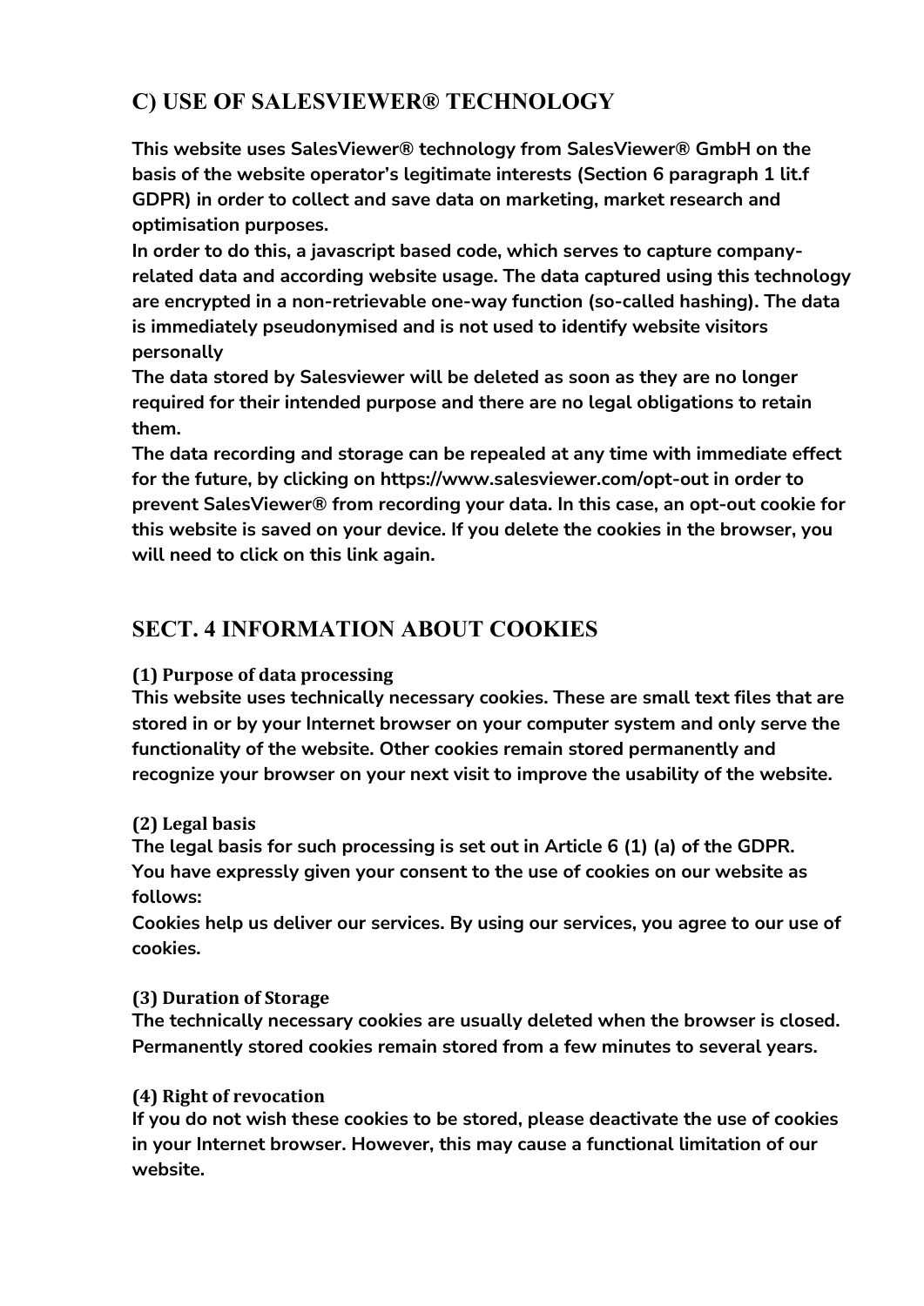## C) USE OF SALESVIEWER® TECHNOLOGY

**This website uses SalesViewer® technology from SalesViewer® GmbH on the basis of the website operator's legitimate interests (Section 6 paragraph 1 lit.f GDPR) in order to collect and save data on marketing, market research and optimisation purposes.**
**In order to do this, a javascript based code, which serves to capture company-related data and according website usage. The data captured using this technology are encrypted in a non-retrievable one-way function (so-called hashing). The data is immediately pseudonymised and is not used to identify website visitors personally**
**The data stored by Salesviewer will be deleted as soon as they are no longer required for their intended purpose and there are no legal obligations to retain them.**
**The data recording and storage can be repealed at any time with immediate effect for the future, by clicking on https://www.salesviewer.com/opt-out in order to prevent SalesViewer® from recording your data. In this case, an opt-out cookie for this website is saved on your device. If you delete the cookies in the browser, you will need to click on this link again.**

## SECT. 4 INFORMATION ABOUT COOKIES

**(1) Purpose of data processing**
**This website uses technically necessary cookies. These are small text files that are stored in or by your Internet browser on your computer system and only serve the functionality of the website. Other cookies remain stored permanently and recognize your browser on your next visit to improve the usability of the website.**

**(2) Legal basis**
**The legal basis for such processing is set out in Article 6 (1) (a) of the GDPR. You have expressly given your consent to the use of cookies on our website as follows:**
**Cookies help us deliver our services. By using our services, you agree to our use of cookies.**

**(3) Duration of Storage**
**The technically necessary cookies are usually deleted when the browser is closed. Permanently stored cookies remain stored from a few minutes to several years.**

**(4) Right of revocation**
**If you do not wish these cookies to be stored, please deactivate the use of cookies in your Internet browser. However, this may cause a functional limitation of our website.**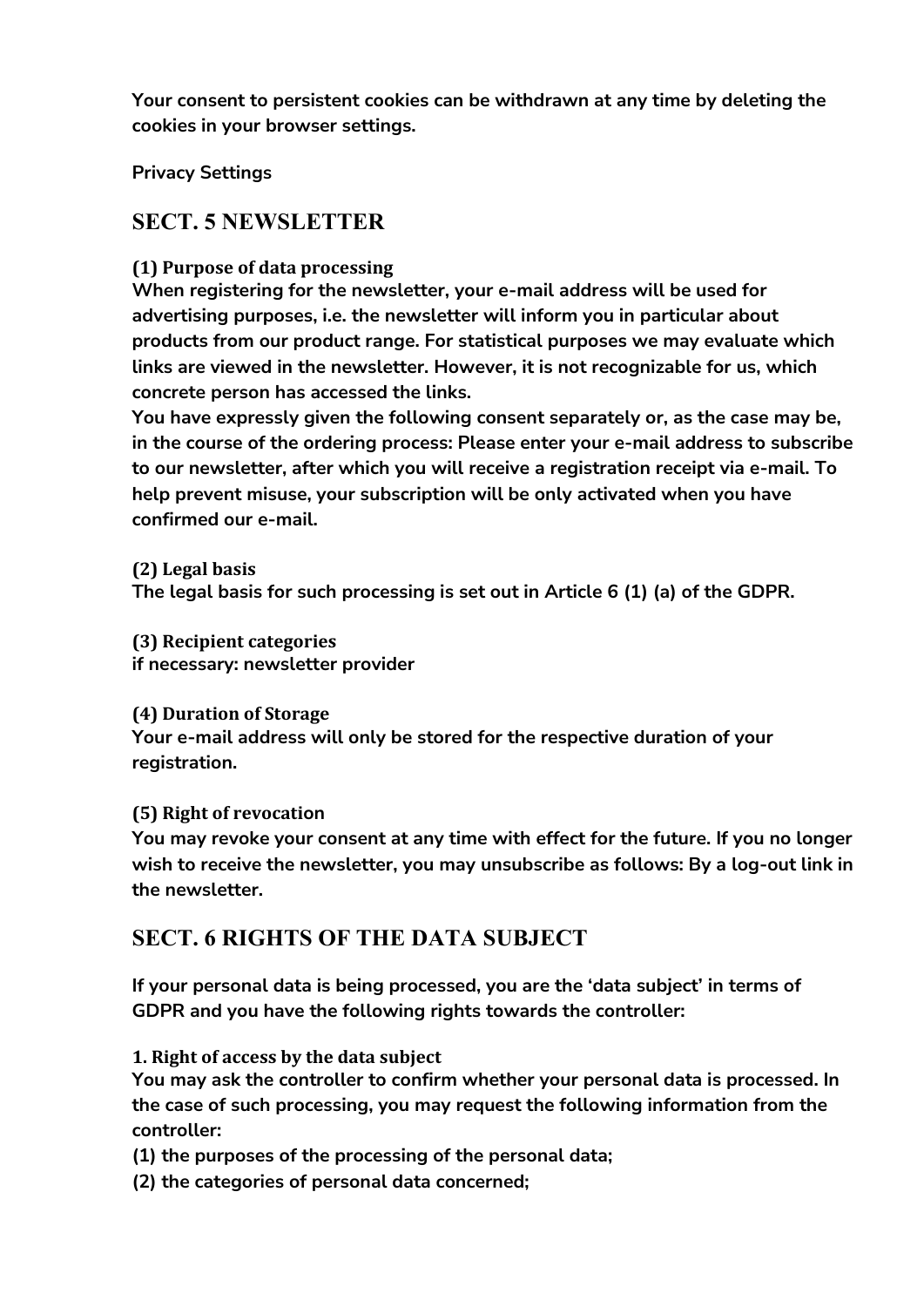**Your consent to persistent cookies can be withdrawn at any time by deleting the cookies in your browser settings.**

**Privacy Settings**

## SECT. 5 NEWSLETTER

**(1) Purpose of data processing**
**When registering for the newsletter, your e-mail address will be used for advertising purposes, i.e. the newsletter will inform you in particular about products from our product range. For statistical purposes we may evaluate which links are viewed in the newsletter. However, it is not recognizable for us, which concrete person has accessed the links.**
**You have expressly given the following consent separately or, as the case may be, in the course of the ordering process: Please enter your e-mail address to subscribe to our newsletter, after which you will receive a registration receipt via e-mail. To help prevent misuse, your subscription will be only activated when you have confirmed our e-mail.**

**(2) Legal basis**
**The legal basis for such processing is set out in Article 6 (1) (a) of the GDPR.**

**(3) Recipient categories**
**if necessary: newsletter provider**

**(4) Duration of Storage**
**Your e-mail address will only be stored for the respective duration of your registration.**

**(5) Right of revocation**
**You may revoke your consent at any time with effect for the future. If you no longer wish to receive the newsletter, you may unsubscribe as follows: By a log-out link in the newsletter.**

## SECT. 6 RIGHTS OF THE DATA SUBJECT

**If your personal data is being processed, you are the 'data subject' in terms of GDPR and you have the following rights towards the controller:**

**1. Right of access by the data subject**
**You may ask the controller to confirm whether your personal data is processed. In the case of such processing, you may request the following information from the controller:**

**(1) the purposes of the processing of the personal data;**

**(2) the categories of personal data concerned;**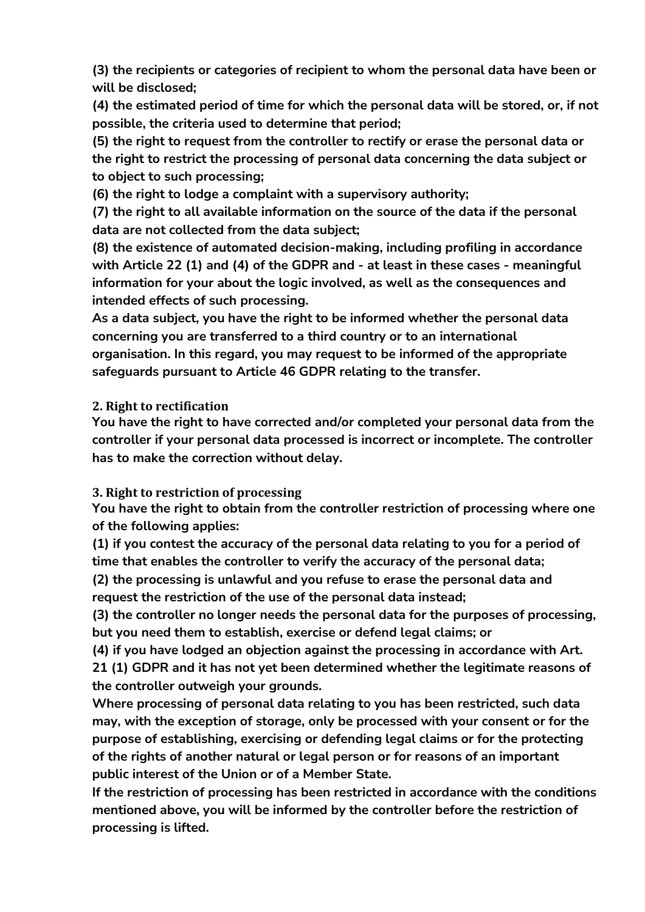**(3) the recipients or categories of recipient to whom the personal data have been or will be disclosed;**

**(4) the estimated period of time for which the personal data will be stored, or, if not possible, the criteria used to determine that period;**

**(5) the right to request from the controller to rectify or erase the personal data or the right to restrict the processing of personal data concerning the data subject or to object to such processing;**

**(6) the right to lodge a complaint with a supervisory authority;**

**(7) the right to all available information on the source of the data if the personal data are not collected from the data subject;**

**(8) the existence of automated decision-making, including profiling in accordance with Article 22 (1) and (4) of the GDPR and - at least in these cases - meaningful information for your about the logic involved, as well as the consequences and intended effects of such processing.**

**As a data subject, you have the right to be informed whether the personal data concerning you are transferred to a third country or to an international organisation. In this regard, you may request to be informed of the appropriate safeguards pursuant to Article 46 GDPR relating to the transfer.**

### 2. Right to rectification

**You have the right to have corrected and/or completed your personal data from the controller if your personal data processed is incorrect or incomplete. The controller has to make the correction without delay.**

### 3. Right to restriction of processing

**You have the right to obtain from the controller restriction of processing where one of the following applies:**

**(1) if you contest the accuracy of the personal data relating to you for a period of time that enables the controller to verify the accuracy of the personal data;**

**(2) the processing is unlawful and you refuse to erase the personal data and request the restriction of the use of the personal data instead;**

**(3) the controller no longer needs the personal data for the purposes of processing, but you need them to establish, exercise or defend legal claims; or**

**(4) if you have lodged an objection against the processing in accordance with Art. 21 (1) GDPR and it has not yet been determined whether the legitimate reasons of the controller outweigh your grounds.**

**Where processing of personal data relating to you has been restricted, such data may, with the exception of storage, only be processed with your consent or for the purpose of establishing, exercising or defending legal claims or for the protecting of the rights of another natural or legal person or for reasons of an important public interest of the Union or of a Member State.**

**If the restriction of processing has been restricted in accordance with the conditions mentioned above, you will be informed by the controller before the restriction of processing is lifted.**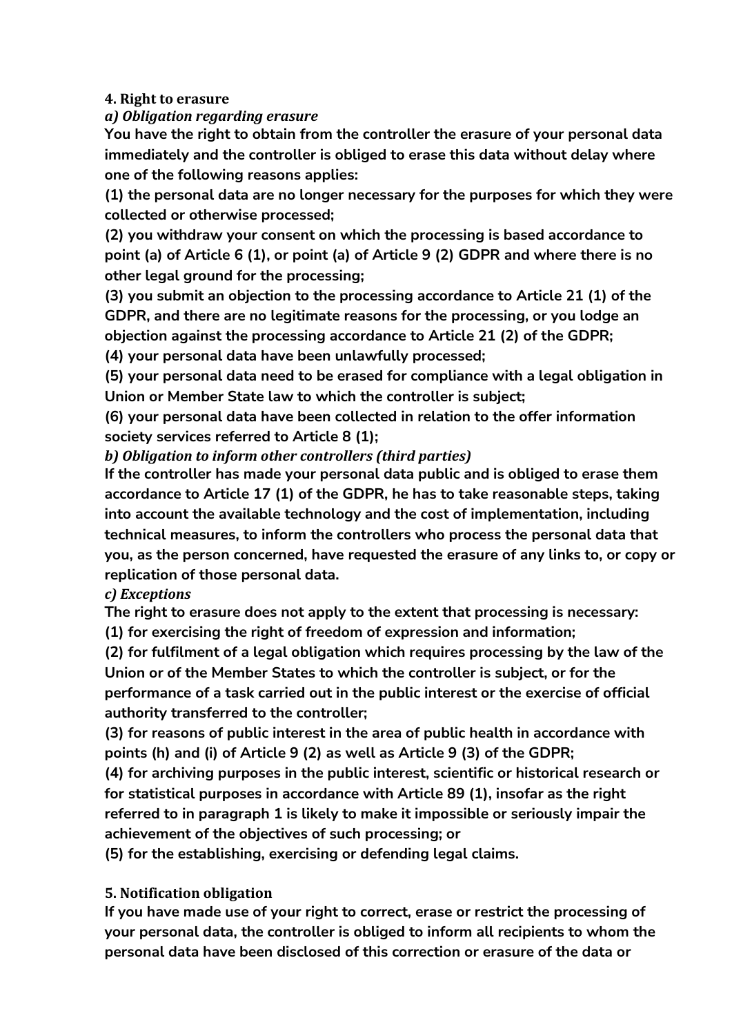#### 4. Right to erasure

##### *a) Obligation regarding erasure*

**You have the right to obtain from the controller the erasure of your personal data immediately and the controller is obliged to erase this data without delay where one of the following reasons applies:**

**(1) the personal data are no longer necessary for the purposes for which they were collected or otherwise processed;**

**(2) you withdraw your consent on which the processing is based accordance to point (a) of Article 6 (1), or point (a) of Article 9 (2) GDPR and where there is no other legal ground for the processing;**

**(3) you submit an objection to the processing accordance to Article 21 (1) of the GDPR, and there are no legitimate reasons for the processing, or you lodge an objection against the processing accordance to Article 21 (2) of the GDPR;**

**(4) your personal data have been unlawfully processed;**

**(5) your personal data need to be erased for compliance with a legal obligation in Union or Member State law to which the controller is subject;**

**(6) your personal data have been collected in relation to the offer information society services referred to Article 8 (1);**

##### *b) Obligation to inform other controllers (third parties)*

**If the controller has made your personal data public and is obliged to erase them accordance to Article 17 (1) of the GDPR, he has to take reasonable steps, taking into account the available technology and the cost of implementation, including technical measures, to inform the controllers who process the personal data that you, as the person concerned, have requested the erasure of any links to, or copy or replication of those personal data.**

##### *c) Exceptions*

**The right to erasure does not apply to the extent that processing is necessary:**

**(1) for exercising the right of freedom of expression and information;**

**(2) for fulfilment of a legal obligation which requires processing by the law of the Union or of the Member States to which the controller is subject, or for the performance of a task carried out in the public interest or the exercise of official authority transferred to the controller;**

**(3) for reasons of public interest in the area of public health in accordance with points (h) and (i) of Article 9 (2) as well as Article 9 (3) of the GDPR;**

**(4) for archiving purposes in the public interest, scientific or historical research or for statistical purposes in accordance with Article 89 (1), insofar as the right referred to in paragraph 1 is likely to make it impossible or seriously impair the achievement of the objectives of such processing; or**

**(5) for the establishing, exercising or defending legal claims.**

#### 5. Notification obligation

**If you have made use of your right to correct, erase or restrict the processing of your personal data, the controller is obliged to inform all recipients to whom the personal data have been disclosed of this correction or erasure of the data or**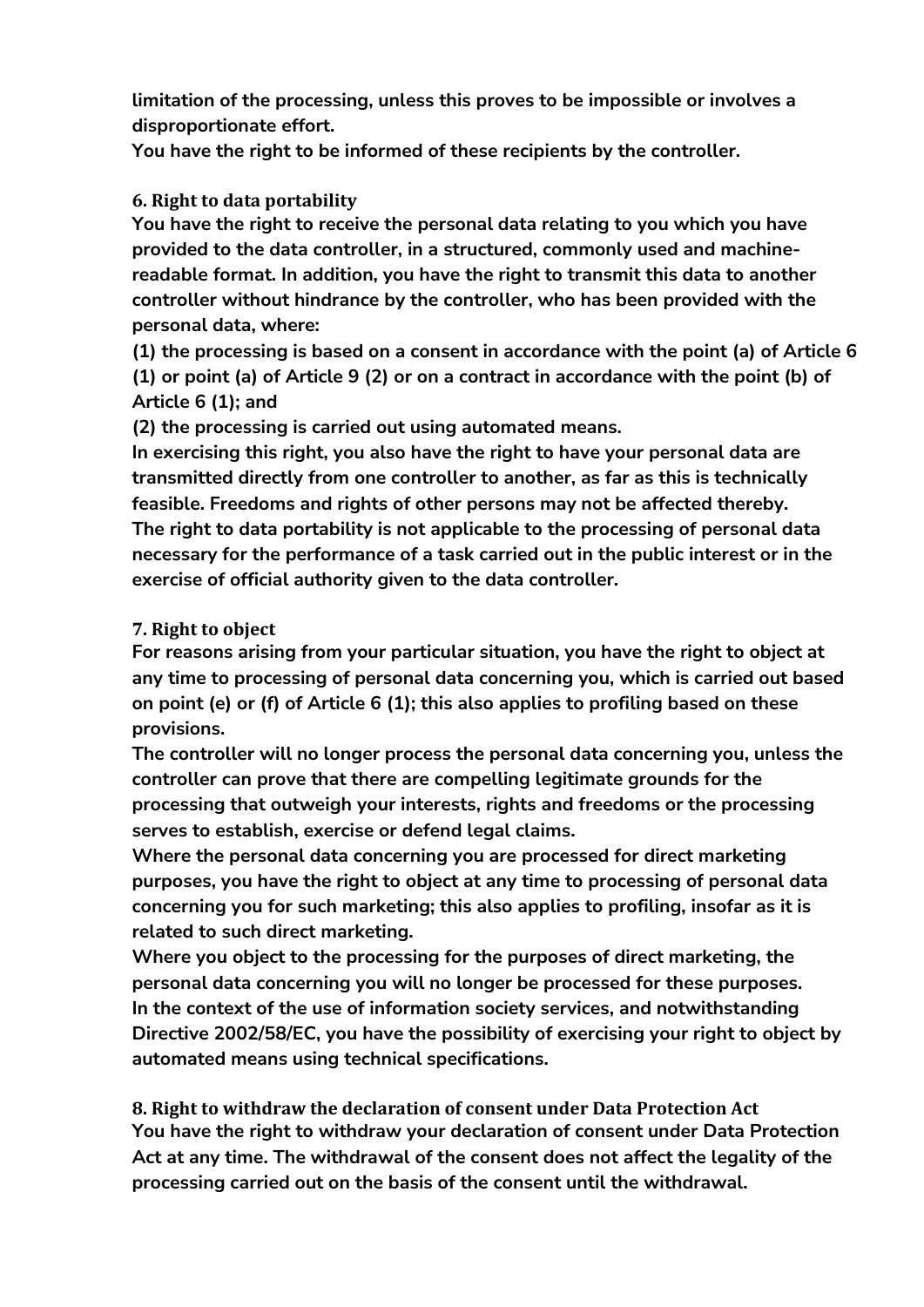**limitation of the processing, unless this proves to be impossible or involves a disproportionate effort.**
**You have the right to be informed of these recipients by the controller.**

### 6. Right to data portability

**You have the right to receive the personal data relating to you which you have provided to the data controller, in a structured, commonly used and machine-readable format. In addition, you have the right to transmit this data to another controller without hindrance by the controller, who has been provided with the personal data, where:**
**(1) the processing is based on a consent in accordance with the point (a) of Article 6 (1) or point (a) of Article 9 (2) or on a contract in accordance with the point (b) of Article 6 (1); and**
**(2) the processing is carried out using automated means.**
**In exercising this right, you also have the right to have your personal data are transmitted directly from one controller to another, as far as this is technically feasible. Freedoms and rights of other persons may not be affected thereby.**
**The right to data portability is not applicable to the processing of personal data necessary for the performance of a task carried out in the public interest or in the exercise of official authority given to the data controller.**

### 7. Right to object

**For reasons arising from your particular situation, you have the right to object at any time to processing of personal data concerning you, which is carried out based on point (e) or (f) of Article 6 (1); this also applies to profiling based on these provisions.**
**The controller will no longer process the personal data concerning you, unless the controller can prove that there are compelling legitimate grounds for the processing that outweigh your interests, rights and freedoms or the processing serves to establish, exercise or defend legal claims.**
**Where the personal data concerning you are processed for direct marketing purposes, you have the right to object at any time to processing of personal data concerning you for such marketing; this also applies to profiling, insofar as it is related to such direct marketing.**
**Where you object to the processing for the purposes of direct marketing, the personal data concerning you will no longer be processed for these purposes.**
**In the context of the use of information society services, and notwithstanding Directive 2002/58/EC, you have the possibility of exercising your right to object by automated means using technical specifications.**

### 8. Right to withdraw the declaration of consent under Data Protection Act

**You have the right to withdraw your declaration of consent under Data Protection Act at any time. The withdrawal of the consent does not affect the legality of the processing carried out on the basis of the consent until the withdrawal.**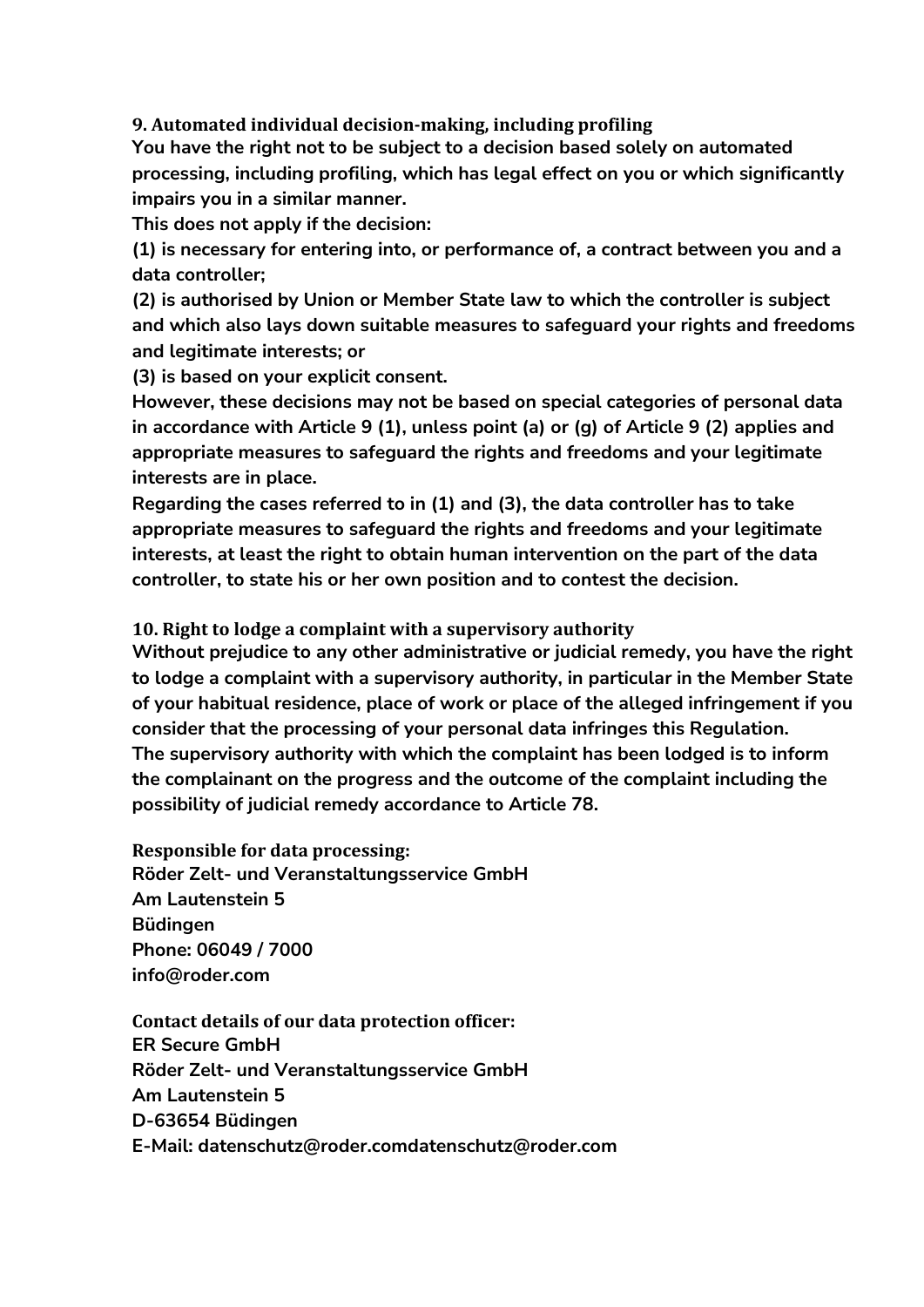### 9. Automated individual decision-making, including profiling

**You have the right not to be subject to a decision based solely on automated processing, including profiling, which has legal effect on you or which significantly impairs you in a similar manner.**

**This does not apply if the decision:**

**(1) is necessary for entering into, or performance of, a contract between you and a data controller;**

**(2) is authorised by Union or Member State law to which the controller is subject and which also lays down suitable measures to safeguard your rights and freedoms and legitimate interests; or**

**(3) is based on your explicit consent.**

**However, these decisions may not be based on special categories of personal data in accordance with Article 9 (1), unless point (a) or (g) of Article 9 (2) applies and appropriate measures to safeguard the rights and freedoms and your legitimate interests are in place.**

**Regarding the cases referred to in (1) and (3), the data controller has to take appropriate measures to safeguard the rights and freedoms and your legitimate interests, at least the right to obtain human intervention on the part of the data controller, to state his or her own position and to contest the decision.**

### 10. Right to lodge a complaint with a supervisory authority

**Without prejudice to any other administrative or judicial remedy, you have the right to lodge a complaint with a supervisory authority, in particular in the Member State of your habitual residence, place of work or place of the alleged infringement if you consider that the processing of your personal data infringes this Regulation.**

**The supervisory authority with which the complaint has been lodged is to inform the complainant on the progress and the outcome of the complaint including the possibility of judicial remedy accordance to Article 78.**

**Responsible for data processing:**

**Röder Zelt- und Veranstaltungsservice GmbH**
**Am Lautenstein 5**
**Büdingen**
**Phone: 06049 / 7000**
**info@roder.com**

**Contact details of our data protection officer:**

**ER Secure GmbH**
**Röder Zelt- und Veranstaltungsservice GmbH**
**Am Lautenstein 5**
**D-63654 Büdingen**
**E-Mail: datenschutz@roder.comdatenschutz@roder.com**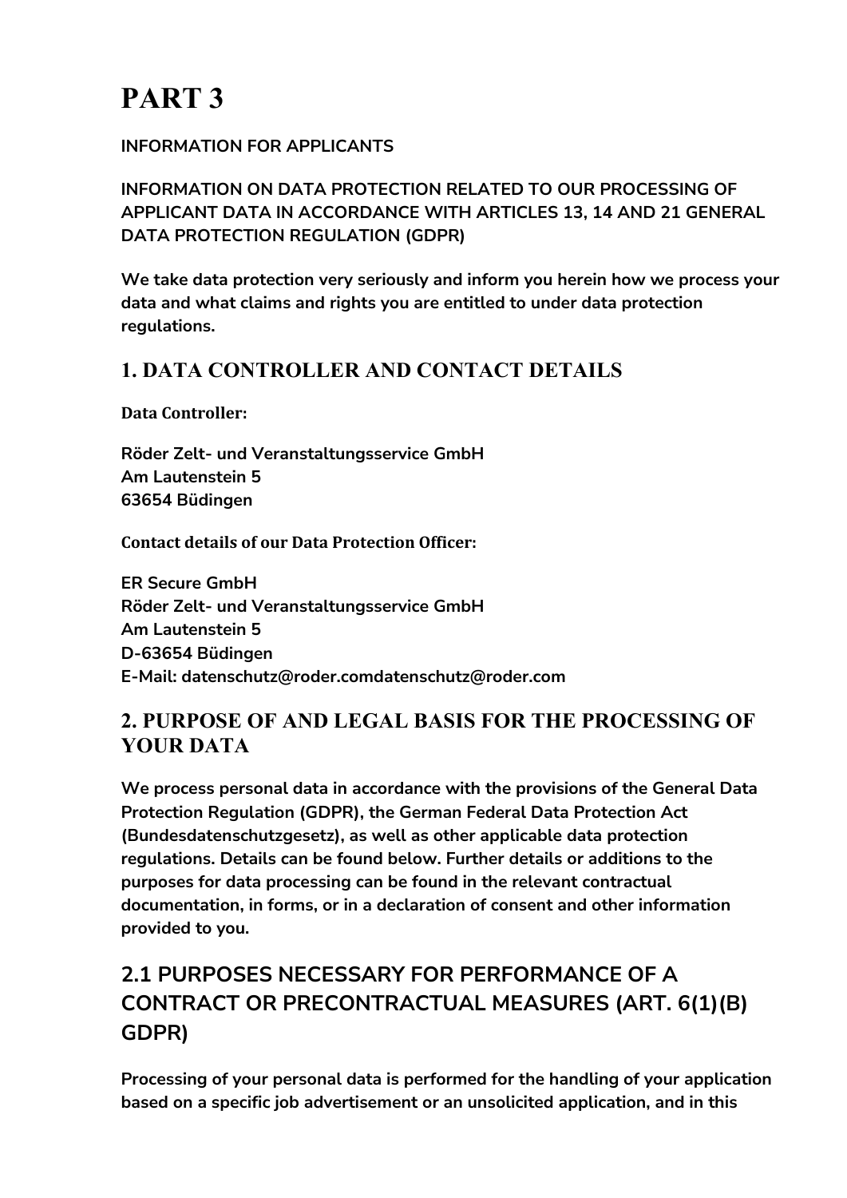# PART 3

**INFORMATION FOR APPLICANTS**

**INFORMATION ON DATA PROTECTION RELATED TO OUR PROCESSING OF APPLICANT DATA IN ACCORDANCE WITH ARTICLES 13, 14 AND 21 GENERAL DATA PROTECTION REGULATION (GDPR)**

**We take data protection very seriously and inform you herein how we process your data and what claims and rights you are entitled to under data protection regulations.**

## 1. DATA CONTROLLER AND CONTACT DETAILS

**Data Controller:**

**Röder Zelt- und Veranstaltungsservice GmbH**
**Am Lautenstein 5**
**63654 Büdingen**

**Contact details of our Data Protection Officer:**

**ER Secure GmbH**
**Röder Zelt- und Veranstaltungsservice GmbH**
**Am Lautenstein 5**
**D-63654 Büdingen**
**E-Mail: datenschutz@roder.comdatenschutz@roder.com**

## 2. PURPOSE OF AND LEGAL BASIS FOR THE PROCESSING OF YOUR DATA

**We process personal data in accordance with the provisions of the General Data Protection Regulation (GDPR), the German Federal Data Protection Act (Bundesdatenschutzgesetz), as well as other applicable data protection regulations. Details can be found below. Further details or additions to the purposes for data processing can be found in the relevant contractual documentation, in forms, or in a declaration of consent and other information provided to you.**

### 2.1 PURPOSES NECESSARY FOR PERFORMANCE OF A CONTRACT OR PRECONTRACTUAL MEASURES (ART. 6(1)(B) GDPR)

**Processing of your personal data is performed for the handling of your application based on a specific job advertisement or an unsolicited application, and in this**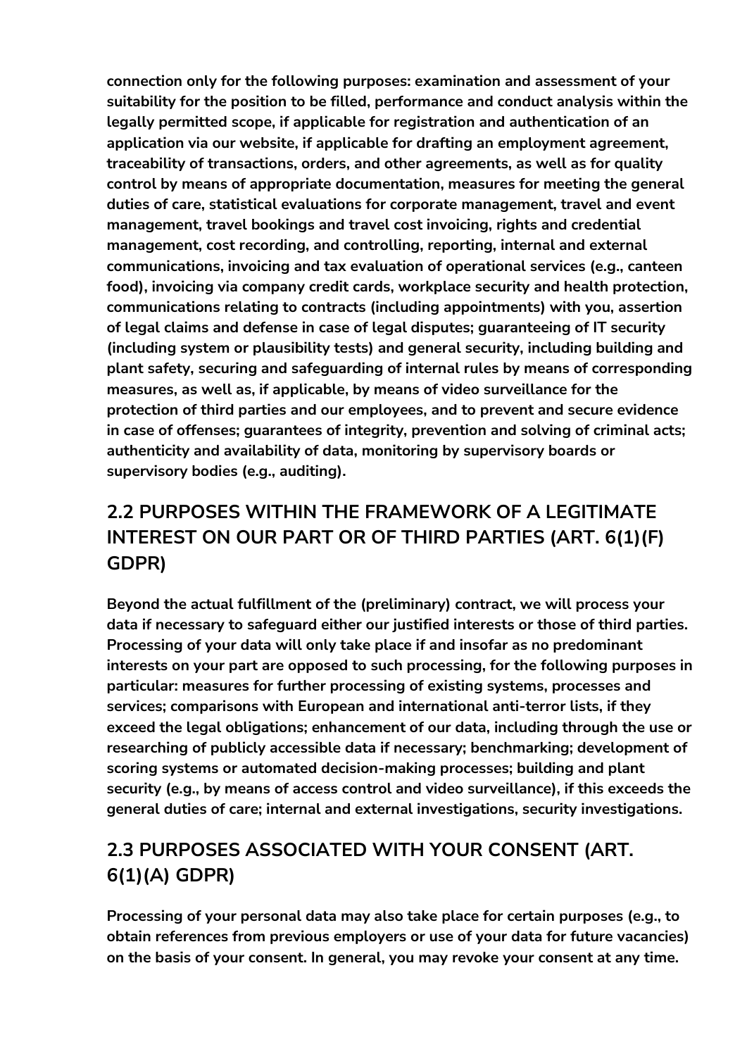**connection only for the following purposes: examination and assessment of your suitability for the position to be filled, performance and conduct analysis within the legally permitted scope, if applicable for registration and authentication of an application via our website, if applicable for drafting an employment agreement, traceability of transactions, orders, and other agreements, as well as for quality control by means of appropriate documentation, measures for meeting the general duties of care, statistical evaluations for corporate management, travel and event management, travel bookings and travel cost invoicing, rights and credential management, cost recording, and controlling, reporting, internal and external communications, invoicing and tax evaluation of operational services (e.g., canteen food), invoicing via company credit cards, workplace security and health protection, communications relating to contracts (including appointments) with you, assertion of legal claims and defense in case of legal disputes; guaranteeing of IT security (including system or plausibility tests) and general security, including building and plant safety, securing and safeguarding of internal rules by means of corresponding measures, as well as, if applicable, by means of video surveillance for the protection of third parties and our employees, and to prevent and secure evidence in case of offenses; guarantees of integrity, prevention and solving of criminal acts; authenticity and availability of data, monitoring by supervisory boards or supervisory bodies (e.g., auditing).**

## 2.2 PURPOSES WITHIN THE FRAMEWORK OF A LEGITIMATE INTEREST ON OUR PART OR OF THIRD PARTIES (ART. 6(1)(F) GDPR)

**Beyond the actual fulfillment of the (preliminary) contract, we will process your data if necessary to safeguard either our justified interests or those of third parties. Processing of your data will only take place if and insofar as no predominant interests on your part are opposed to such processing, for the following purposes in particular: measures for further processing of existing systems, processes and services; comparisons with European and international anti-terror lists, if they exceed the legal obligations; enhancement of our data, including through the use or researching of publicly accessible data if necessary; benchmarking; development of scoring systems or automated decision-making processes; building and plant security (e.g., by means of access control and video surveillance), if this exceeds the general duties of care; internal and external investigations, security investigations.**

## 2.3 PURPOSES ASSOCIATED WITH YOUR CONSENT (ART. 6(1)(A) GDPR)

**Processing of your personal data may also take place for certain purposes (e.g., to obtain references from previous employers or use of your data for future vacancies) on the basis of your consent. In general, you may revoke your consent at any time.**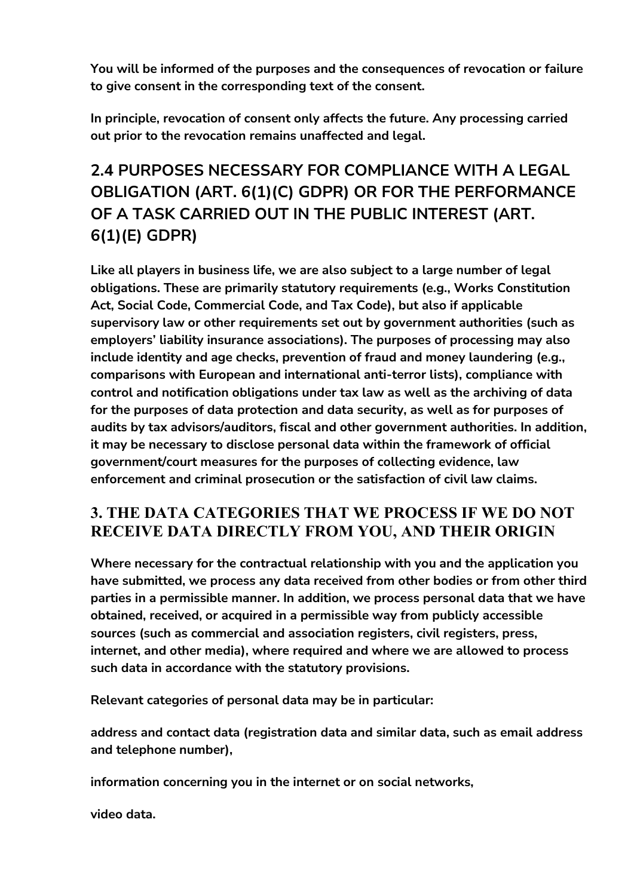**You will be informed of the purposes and the consequences of revocation or failure to give consent in the corresponding text of the consent.**

**In principle, revocation of consent only affects the future. Any processing carried out prior to the revocation remains unaffected and legal.**

## 2.4 PURPOSES NECESSARY FOR COMPLIANCE WITH A LEGAL OBLIGATION (ART. 6(1)(C) GDPR) OR FOR THE PERFORMANCE OF A TASK CARRIED OUT IN THE PUBLIC INTEREST (ART. 6(1)(E) GDPR)

**Like all players in business life, we are also subject to a large number of legal obligations. These are primarily statutory requirements (e.g., Works Constitution Act, Social Code, Commercial Code, and Tax Code), but also if applicable supervisory law or other requirements set out by government authorities (such as employers' liability insurance associations). The purposes of processing may also include identity and age checks, prevention of fraud and money laundering (e.g., comparisons with European and international anti-terror lists), compliance with control and notification obligations under tax law as well as the archiving of data for the purposes of data protection and data security, as well as for purposes of audits by tax advisors/auditors, fiscal and other government authorities. In addition, it may be necessary to disclose personal data within the framework of official government/court measures for the purposes of collecting evidence, law enforcement and criminal prosecution or the satisfaction of civil law claims.**

## 3. THE DATA CATEGORIES THAT WE PROCESS IF WE DO NOT RECEIVE DATA DIRECTLY FROM YOU, AND THEIR ORIGIN

**Where necessary for the contractual relationship with you and the application you have submitted, we process any data received from other bodies or from other third parties in a permissible manner. In addition, we process personal data that we have obtained, received, or acquired in a permissible way from publicly accessible sources (such as commercial and association registers, civil registers, press, internet, and other media), where required and where we are allowed to process such data in accordance with the statutory provisions.**

**Relevant categories of personal data may be in particular:**

**address and contact data (registration data and similar data, such as email address and telephone number),**

**information concerning you in the internet or on social networks,**

**video data.**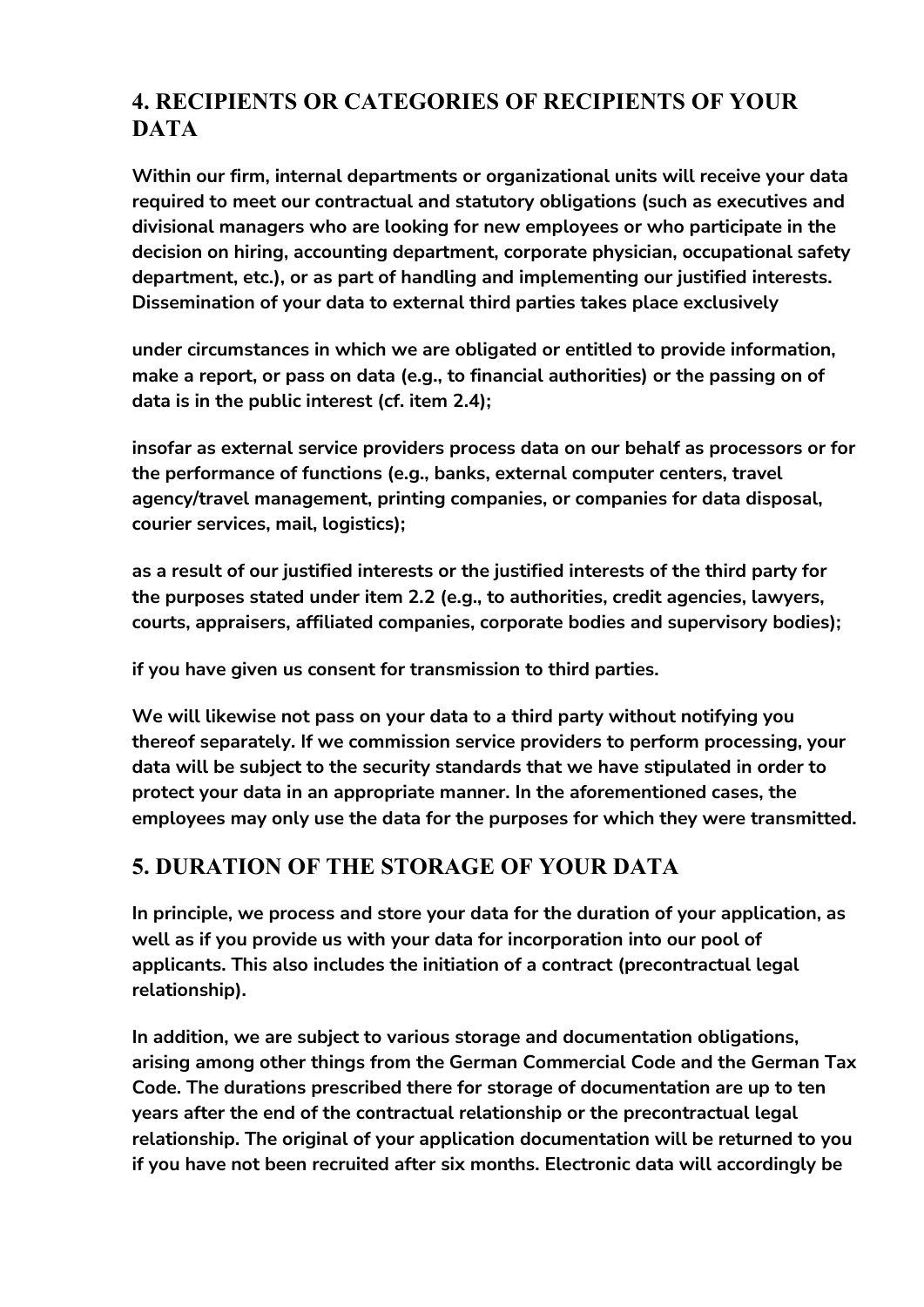## 4. RECIPIENTS OR CATEGORIES OF RECIPIENTS OF YOUR DATA

**Within our firm, internal departments or organizational units will receive your data required to meet our contractual and statutory obligations (such as executives and divisional managers who are looking for new employees or who participate in the decision on hiring, accounting department, corporate physician, occupational safety department, etc.), or as part of handling and implementing our justified interests. Dissemination of your data to external third parties takes place exclusively**

**under circumstances in which we are obligated or entitled to provide information, make a report, or pass on data (e.g., to financial authorities) or the passing on of data is in the public interest (cf. item 2.4);**

**insofar as external service providers process data on our behalf as processors or for the performance of functions (e.g., banks, external computer centers, travel agency/travel management, printing companies, or companies for data disposal, courier services, mail, logistics);**

**as a result of our justified interests or the justified interests of the third party for the purposes stated under item 2.2 (e.g., to authorities, credit agencies, lawyers, courts, appraisers, affiliated companies, corporate bodies and supervisory bodies);**

**if you have given us consent for transmission to third parties.**

**We will likewise not pass on your data to a third party without notifying you thereof separately. If we commission service providers to perform processing, your data will be subject to the security standards that we have stipulated in order to protect your data in an appropriate manner. In the aforementioned cases, the employees may only use the data for the purposes for which they were transmitted.**

## 5. DURATION OF THE STORAGE OF YOUR DATA

**In principle, we process and store your data for the duration of your application, as well as if you provide us with your data for incorporation into our pool of applicants. This also includes the initiation of a contract (precontractual legal relationship).**

**In addition, we are subject to various storage and documentation obligations, arising among other things from the German Commercial Code and the German Tax Code. The durations prescribed there for storage of documentation are up to ten years after the end of the contractual relationship or the precontractual legal relationship. The original of your application documentation will be returned to you if you have not been recruited after six months. Electronic data will accordingly be**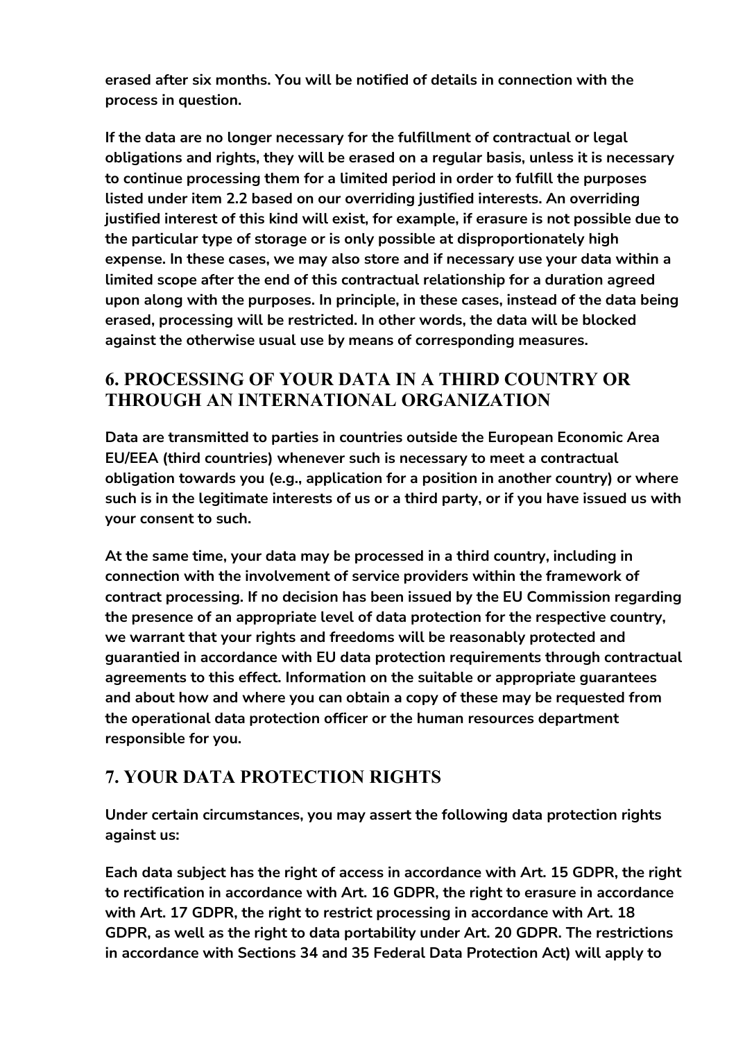**erased after six months. You will be notified of details in connection with the process in question.**

**If the data are no longer necessary for the fulfillment of contractual or legal obligations and rights, they will be erased on a regular basis, unless it is necessary to continue processing them for a limited period in order to fulfill the purposes listed under item 2.2 based on our overriding justified interests. An overriding justified interest of this kind will exist, for example, if erasure is not possible due to the particular type of storage or is only possible at disproportionately high expense. In these cases, we may also store and if necessary use your data within a limited scope after the end of this contractual relationship for a duration agreed upon along with the purposes. In principle, in these cases, instead of the data being erased, processing will be restricted. In other words, the data will be blocked against the otherwise usual use by means of corresponding measures.**

## 6. PROCESSING OF YOUR DATA IN A THIRD COUNTRY OR THROUGH AN INTERNATIONAL ORGANIZATION

**Data are transmitted to parties in countries outside the European Economic Area EU/EEA (third countries) whenever such is necessary to meet a contractual obligation towards you (e.g., application for a position in another country) or where such is in the legitimate interests of us or a third party, or if you have issued us with your consent to such.**

**At the same time, your data may be processed in a third country, including in connection with the involvement of service providers within the framework of contract processing. If no decision has been issued by the EU Commission regarding the presence of an appropriate level of data protection for the respective country, we warrant that your rights and freedoms will be reasonably protected and guarantied in accordance with EU data protection requirements through contractual agreements to this effect. Information on the suitable or appropriate guarantees and about how and where you can obtain a copy of these may be requested from the operational data protection officer or the human resources department responsible for you.**

## 7. YOUR DATA PROTECTION RIGHTS

**Under certain circumstances, you may assert the following data protection rights against us:**

**Each data subject has the right of access in accordance with Art. 15 GDPR, the right to rectification in accordance with Art. 16 GDPR, the right to erasure in accordance with Art. 17 GDPR, the right to restrict processing in accordance with Art. 18 GDPR, as well as the right to data portability under Art. 20 GDPR. The restrictions in accordance with Sections 34 and 35 Federal Data Protection Act) will apply to**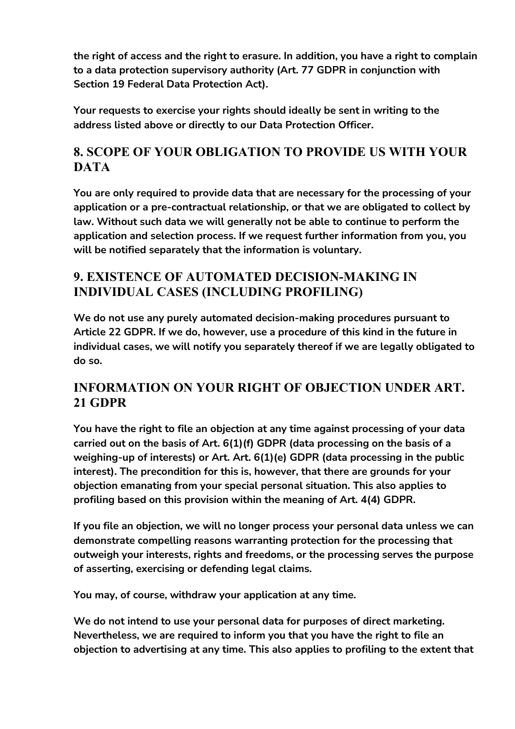**the right of access and the right to erasure. In addition, you have a right to complain to a data protection supervisory authority (Art. 77 GDPR in conjunction with Section 19 Federal Data Protection Act).**

**Your requests to exercise your rights should ideally be sent in writing to the address listed above or directly to our Data Protection Officer.**

## 8. SCOPE OF YOUR OBLIGATION TO PROVIDE US WITH YOUR DATA

**You are only required to provide data that are necessary for the processing of your application or a pre-contractual relationship, or that we are obligated to collect by law. Without such data we will generally not be able to continue to perform the application and selection process. If we request further information from you, you will be notified separately that the information is voluntary.**

## 9. EXISTENCE OF AUTOMATED DECISION-MAKING IN INDIVIDUAL CASES (INCLUDING PROFILING)

**We do not use any purely automated decision-making procedures pursuant to Article 22 GDPR. If we do, however, use a procedure of this kind in the future in individual cases, we will notify you separately thereof if we are legally obligated to do so.**

## INFORMATION ON YOUR RIGHT OF OBJECTION UNDER ART. 21 GDPR

**You have the right to file an objection at any time against processing of your data carried out on the basis of Art. 6(1)(f) GDPR (data processing on the basis of a weighing-up of interests) or Art. Art. 6(1)(e) GDPR (data processing in the public interest). The precondition for this is, however, that there are grounds for your objection emanating from your special personal situation. This also applies to profiling based on this provision within the meaning of Art. 4(4) GDPR.**

**If you file an objection, we will no longer process your personal data unless we can demonstrate compelling reasons warranting protection for the processing that outweigh your interests, rights and freedoms, or the processing serves the purpose of asserting, exercising or defending legal claims.**

**You may, of course, withdraw your application at any time.**

**We do not intend to use your personal data for purposes of direct marketing. Nevertheless, we are required to inform you that you have the right to file an objection to advertising at any time. This also applies to profiling to the extent that**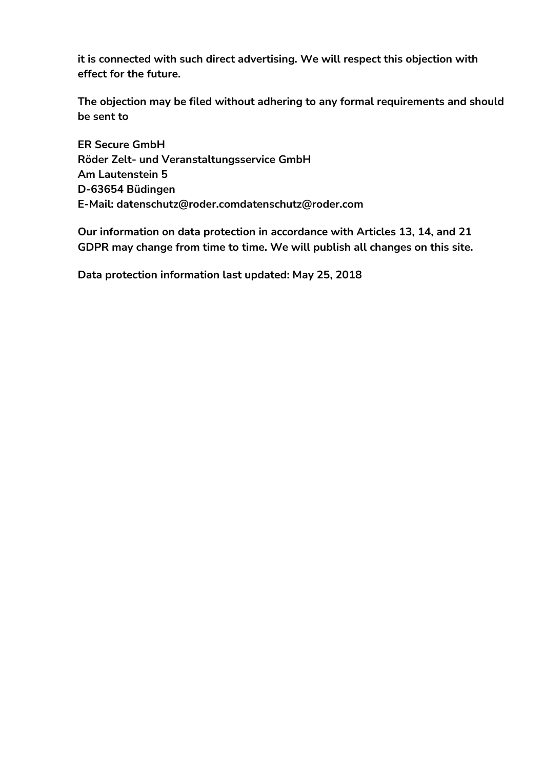**it is connected with such direct advertising. We will respect this objection with effect for the future.**

**The objection may be filed without adhering to any formal requirements and should be sent to**

**ER Secure GmbH**
**Röder Zelt- und Veranstaltungsservice GmbH**
**Am Lautenstein 5**
**D-63654 Büdingen**
**E-Mail: datenschutz@roder.comdatenschutz@roder.com**

**Our information on data protection in accordance with Articles 13, 14, and 21 GDPR may change from time to time. We will publish all changes on this site.**

**Data protection information last updated: May 25, 2018**